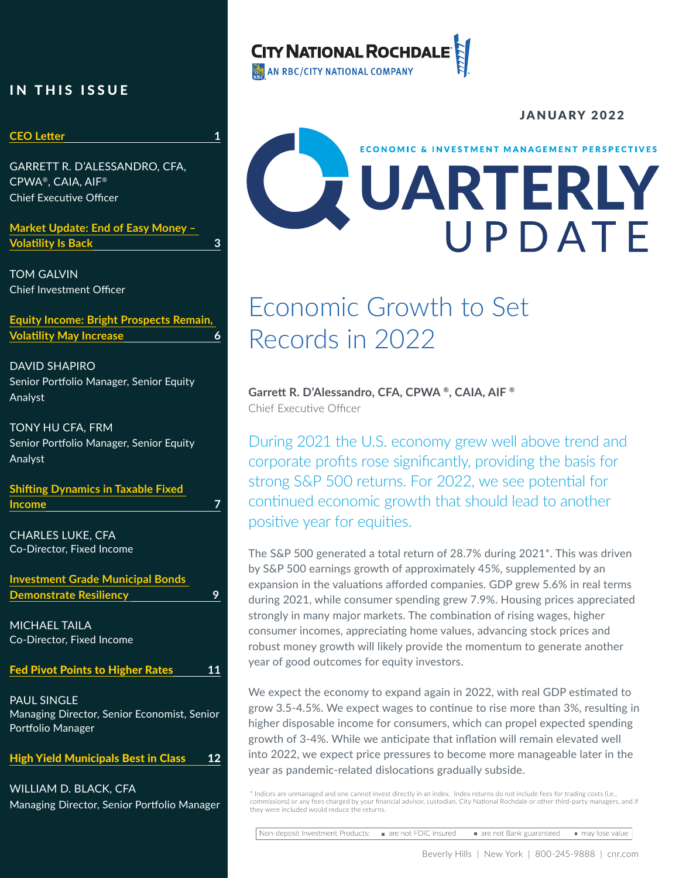CITY NATIONAL ROCHDALE
AN RBC/CITY NATIONAL COMPANY

JANUARY 2022

ECONOMIC & INVESTMENT MANAGEMENT PERSPECTIVES

# QUARTERLY UPDATE

## IN THIS ISSUE

| | |
|---|---|
| **CEO Letter** | **1** |
| GARRETT R. D'ALESSANDRO, CFA, CPWA®, CAIA, AIF® Chief Executive Officer | |
| **Market Update: End of Easy Money – Volatility Is Back** | **3** |
| TOM GALVIN Chief Investment Officer | |
| **Equity Income: Bright Prospects Remain, Volatility May Increase** | **6** |
| DAVID SHAPIRO Senior Portfolio Manager, Senior Equity Analyst | |
| TONY HU CFA, FRM Senior Portfolio Manager, Senior Equity Analyst | |
| **Shifting Dynamics in Taxable Fixed Income** | **7** |
| CHARLES LUKE, CFA Co-Director, Fixed Income | |
| **Investment Grade Municipal Bonds Demonstrate Resiliency** | **9** |
| MICHAEL TAILA Co-Director, Fixed Income | |
| **Fed Pivot Points to Higher Rates** | **11** |
| PAUL SINGLE Managing Director, Senior Economist, Senior Portfolio Manager | |
| **High Yield Municipals Best in Class** | **12** |
| WILLIAM D. BLACK, CFA Managing Director, Senior Portfolio Manager | |

# Economic Growth to Set Records in 2022

**Garrett R. D'Alessandro, CFA, CPWA®, CAIA, AIF®**
Chief Executive Officer

During 2021 the U.S. economy grew well above trend and corporate profits rose significantly, providing the basis for strong S&P 500 returns. For 2022, we see potential for continued economic growth that should lead to another positive year for equities.

The S&P 500 generated a total return of 28.7% during 2021*. This was driven by S&P 500 earnings growth of approximately 45%, supplemented by an expansion in the valuations afforded companies. GDP grew 5.6% in real terms during 2021, while consumer spending grew 7.9%. Housing prices appreciated strongly in many major markets. The combination of rising wages, higher consumer incomes, appreciating home values, advancing stock prices and robust money growth will likely provide the momentum to generate another year of good outcomes for equity investors.

We expect the economy to expand again in 2022, with real GDP estimated to grow 3.5-4.5%. We expect wages to continue to rise more than 3%, resulting in higher disposable income for consumers, which can propel expected spending growth of 3-4%. While we anticipate that inflation will remain elevated well into 2022, we expect price pressures to become more manageable later in the year as pandemic-related dislocations gradually subside.

\* Indices are unmanaged and one cannot invest directly in an index. Index returns do not include fees for trading costs (i.e., commissions) or any fees charged by your financial advisor, custodian, City National Rochdale or other third-party managers, and if they were included would reduce the returns.

Non-deposit Investment Products: ■ are not FDIC insured ■ are not Bank guaranteed ■ may lose value

Beverly Hills | New York | 800-245-9888 | cnr.com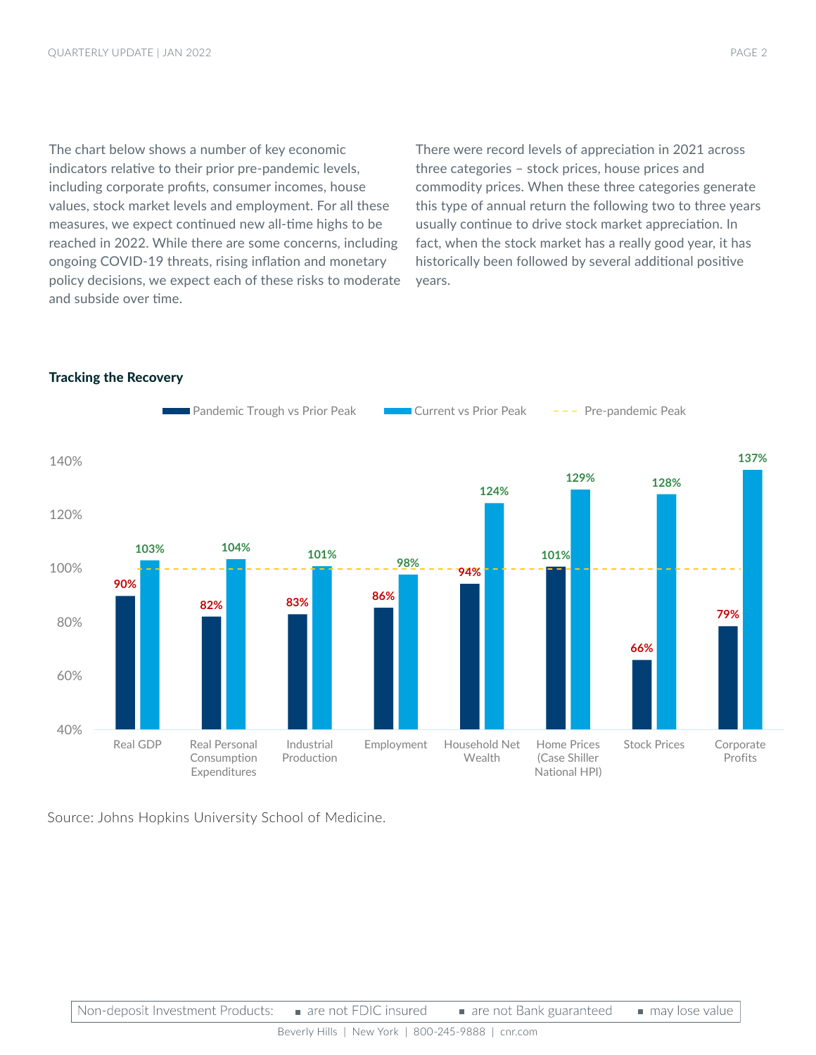The chart below shows a number of key economic indicators relative to their prior pre-pandemic levels, including corporate profits, consumer incomes, house values, stock market levels and employment. For all these measures, we expect continued new all-time highs to be reached in 2022. While there are some concerns, including ongoing COVID-19 threats, rising inflation and monetary policy decisions, we expect each of these risks to moderate and subside over time.

There were record levels of appreciation in 2021 across three categories – stock prices, house prices and commodity prices. When these three categories generate this type of annual return the following two to three years usually continue to drive stock market appreciation. In fact, when the stock market has a really good year, it has historically been followed by several additional positive years.

**Tracking the Recovery**

| | Pandemic Trough vs Prior Peak | Current vs Prior Peak |
|---|---|---|
| Real GDP | 90% | 103% |
| Real Personal Consumption Expenditures | 82% | 104% |
| Industrial Production | 83% | 101% |
| Employment | 86% | 98% |
| Household Net Wealth | 94% | 124% |
| Home Prices (Case Shiller National HPI) | 101% | 129% |
| Stock Prices | 66% | 128% |
| Corporate Profits | 79% | 137% |

Pre-pandemic Peak = 100%

Source: Johns Hopkins University School of Medicine.

Non-deposit Investment Products: ▪ are not FDIC insured ▪ are not Bank guaranteed ▪ may lose value

Beverly Hills | New York | 800-245-9888 | cnr.com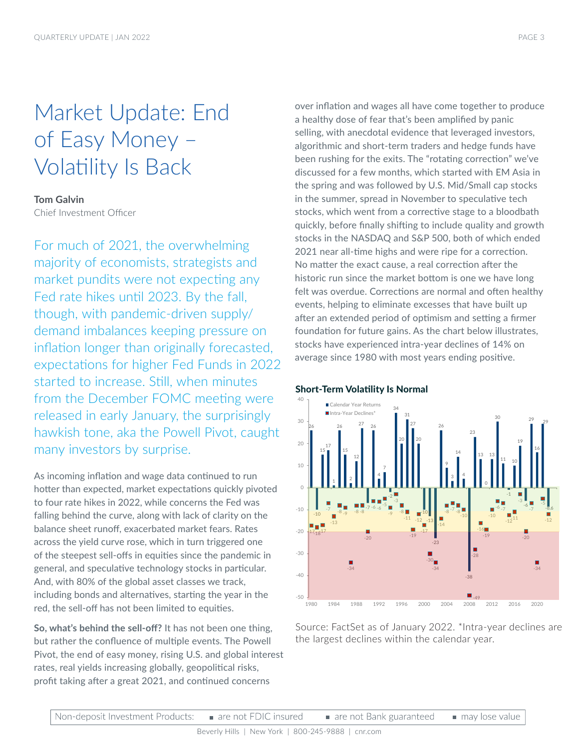# Market Update: End of Easy Money – Volatility Is Back

**Tom Galvin**
Chief Investment Officer

For much of 2021, the overwhelming majority of economists, strategists and market pundits were not expecting any Fed rate hikes until 2023. By the fall, though, with pandemic-driven supply/demand imbalances keeping pressure on inflation longer than originally forecasted, expectations for higher Fed Funds in 2022 started to increase. Still, when minutes from the December FOMC meeting were released in early January, the surprisingly hawkish tone, aka the Powell Pivot, caught many investors by surprise.

As incoming inflation and wage data continued to run hotter than expected, market expectations quickly pivoted to four rate hikes in 2022, while concerns the Fed was falling behind the curve, along with lack of clarity on the balance sheet runoff, exacerbated market fears. Rates across the yield curve rose, which in turn triggered one of the steepest sell-offs in equities since the pandemic in general, and speculative technology stocks in particular. And, with 80% of the global asset classes we track, including bonds and alternatives, starting the year in the red, the sell-off has not been limited to equities.

**So, what's behind the sell-off?** It has not been one thing, but rather the confluence of multiple events. The Powell Pivot, the end of easy money, rising U.S. and global interest rates, real yields increasing globally, geopolitical risks, profit taking after a great 2021, and continued concerns over inflation and wages all have come together to produce a healthy dose of fear that's been amplified by panic selling, with anecdotal evidence that leveraged investors, algorithmic and short-term traders and hedge funds have been rushing for the exits. The "rotating correction" we've discussed for a few months, which started with EM Asia in the spring and was followed by U.S. Mid/Small cap stocks in the summer, spread in November to speculative tech stocks, which went from a corrective stage to a bloodbath quickly, before finally shifting to include quality and growth stocks in the NASDAQ and S&P 500, both of which ended 2021 near all-time highs and were ripe for a correction. No matter the exact cause, a real correction after the historic run since the market bottom is one we have long felt was overdue. Corrections are normal and often healthy events, helping to eliminate excesses that have built up after an extended period of optimism and setting a firmer foundation for future gains. As the chart below illustrates, stocks have experienced intra-year declines of 14% on average since 1980 with most years ending positive.

**Short-Term Volatility Is Normal**

Source: FactSet as of January 2022. *Intra-year declines are the largest declines within the calendar year.

Non-deposit Investment Products: ▪ are not FDIC insured ▪ are not Bank guaranteed ▪ may lose value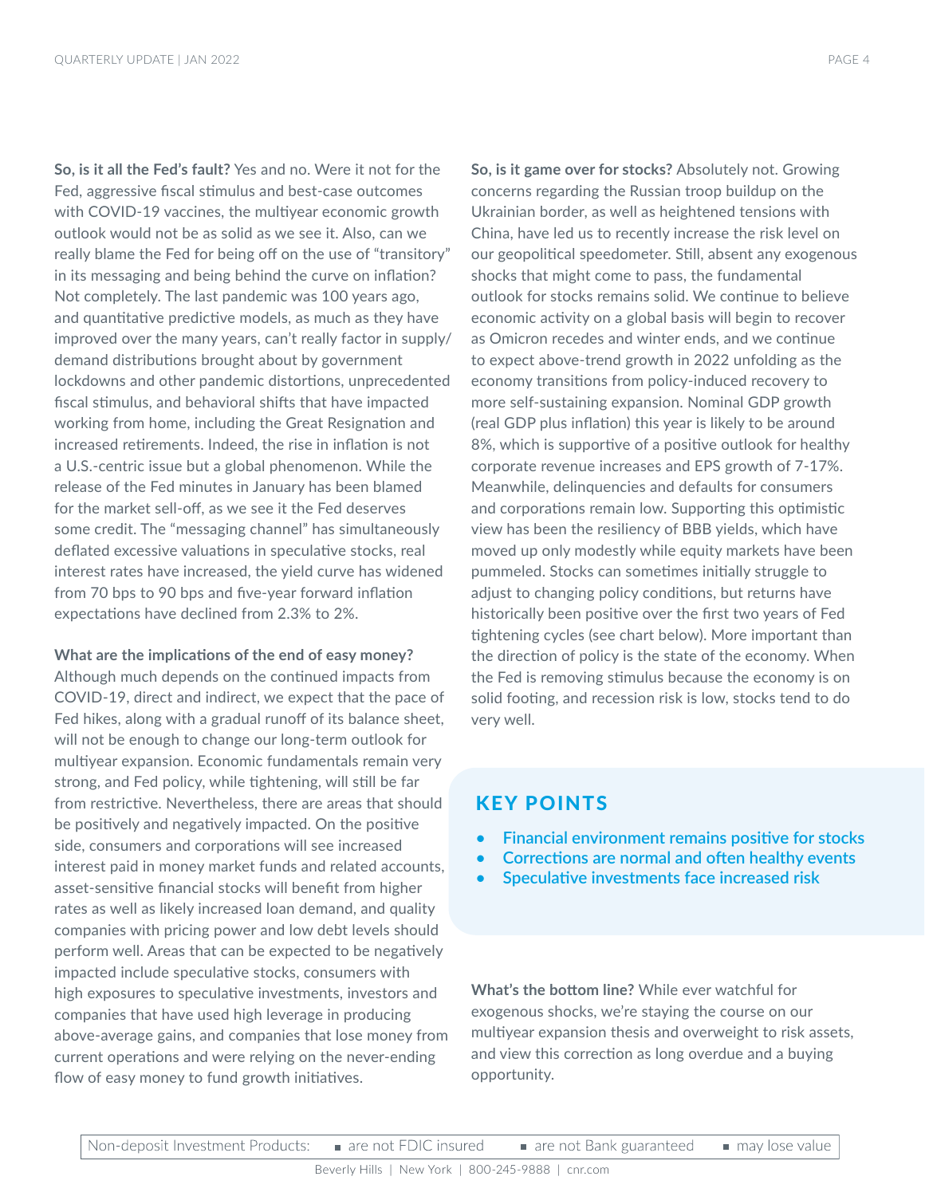**So, is it all the Fed's fault?** Yes and no. Were it not for the Fed, aggressive fiscal stimulus and best-case outcomes with COVID-19 vaccines, the multiyear economic growth outlook would not be as solid as we see it. Also, can we really blame the Fed for being off on the use of "transitory" in its messaging and being behind the curve on inflation? Not completely. The last pandemic was 100 years ago, and quantitative predictive models, as much as they have improved over the many years, can't really factor in supply/demand distributions brought about by government lockdowns and other pandemic distortions, unprecedented fiscal stimulus, and behavioral shifts that have impacted working from home, including the Great Resignation and increased retirements. Indeed, the rise in inflation is not a U.S.-centric issue but a global phenomenon. While the release of the Fed minutes in January has been blamed for the market sell-off, as we see it the Fed deserves some credit. The "messaging channel" has simultaneously deflated excessive valuations in speculative stocks, real interest rates have increased, the yield curve has widened from 70 bps to 90 bps and five-year forward inflation expectations have declined from 2.3% to 2%.

**What are the implications of the end of easy money?** Although much depends on the continued impacts from COVID-19, direct and indirect, we expect that the pace of Fed hikes, along with a gradual runoff of its balance sheet, will not be enough to change our long-term outlook for multiyear expansion. Economic fundamentals remain very strong, and Fed policy, while tightening, will still be far from restrictive. Nevertheless, there are areas that should be positively and negatively impacted. On the positive side, consumers and corporations will see increased interest paid in money market funds and related accounts, asset-sensitive financial stocks will benefit from higher rates as well as likely increased loan demand, and quality companies with pricing power and low debt levels should perform well. Areas that can be expected to be negatively impacted include speculative stocks, consumers with high exposures to speculative investments, investors and companies that have used high leverage in producing above-average gains, and companies that lose money from current operations and were relying on the never-ending flow of easy money to fund growth initiatives.

**So, is it game over for stocks?** Absolutely not. Growing concerns regarding the Russian troop buildup on the Ukrainian border, as well as heightened tensions with China, have led us to recently increase the risk level on our geopolitical speedometer. Still, absent any exogenous shocks that might come to pass, the fundamental outlook for stocks remains solid. We continue to believe economic activity on a global basis will begin to recover as Omicron recedes and winter ends, and we continue to expect above-trend growth in 2022 unfolding as the economy transitions from policy-induced recovery to more self-sustaining expansion. Nominal GDP growth (real GDP plus inflation) this year is likely to be around 8%, which is supportive of a positive outlook for healthy corporate revenue increases and EPS growth of 7-17%. Meanwhile, delinquencies and defaults for consumers and corporations remain low. Supporting this optimistic view has been the resiliency of BBB yields, which have moved up only modestly while equity markets have been pummeled. Stocks can sometimes initially struggle to adjust to changing policy conditions, but returns have historically been positive over the first two years of Fed tightening cycles (see chart below). More important than the direction of policy is the state of the economy. When the Fed is removing stimulus because the economy is on solid footing, and recession risk is low, stocks tend to do very well.

## KEY POINTS

- Financial environment remains positive for stocks
- Corrections are normal and often healthy events
- Speculative investments face increased risk

**What's the bottom line?** While ever watchful for exogenous shocks, we're staying the course on our multiyear expansion thesis and overweight to risk assets, and view this correction as long overdue and a buying opportunity.

| Non-deposit Investment Products: | are not FDIC insured | are not Bank guaranteed | may lose value |
|---|---|---|---|

Beverly Hills | New York | 800-245-9888 | cnr.com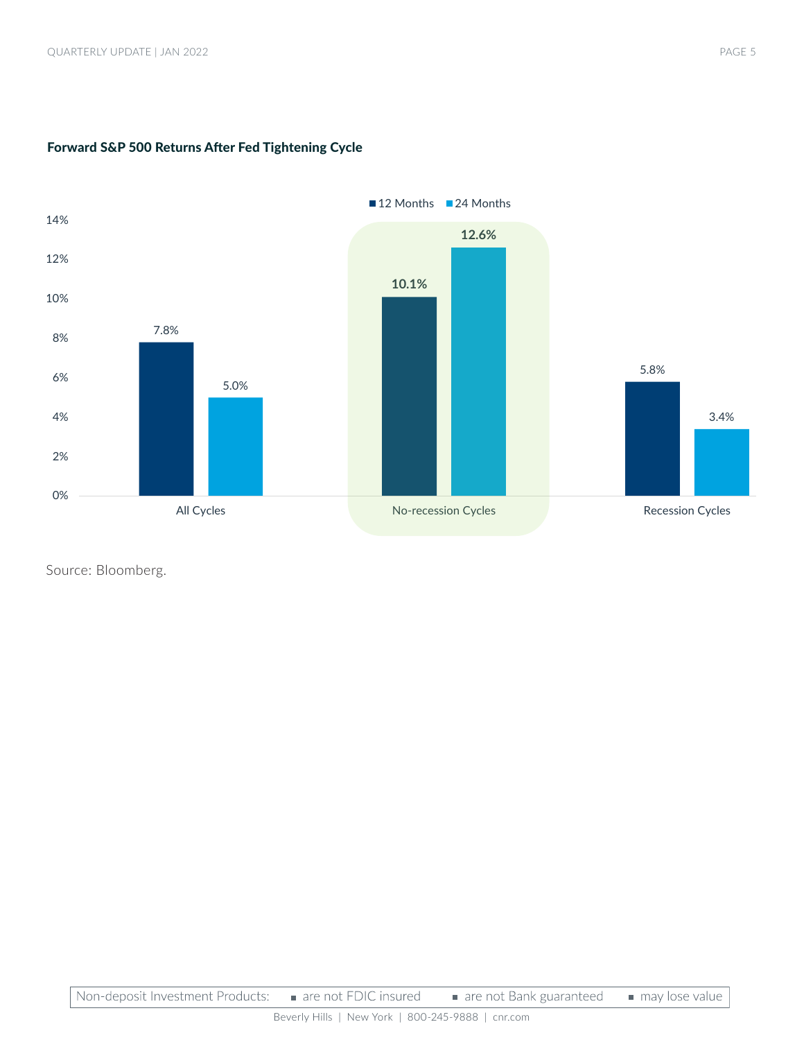**Forward S&P 500 Returns After Fed Tightening Cycle**

| | 12 Months | 24 Months |
|---|---|---|
| All Cycles | 7.8% | 5.0% |
| No-recession Cycles | 10.1% | 12.6% |
| Recession Cycles | 5.8% | 3.4% |

Source: Bloomberg.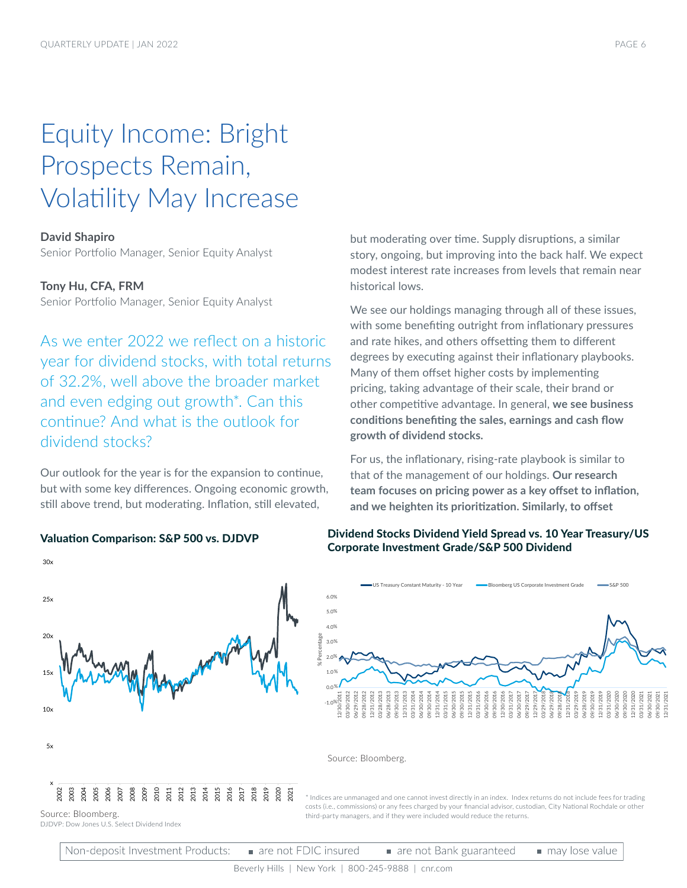# Equity Income: Bright Prospects Remain, Volatility May Increase

**David Shapiro**
Senior Portfolio Manager, Senior Equity Analyst

**Tony Hu, CFA, FRM**
Senior Portfolio Manager, Senior Equity Analyst

As we enter 2022 we reflect on a historic year for dividend stocks, with total returns of 32.2%, well above the broader market and even edging out growth*. Can this continue? And what is the outlook for dividend stocks?

Our outlook for the year is for the expansion to continue, but with some key differences. Ongoing economic growth, still above trend, but moderating. Inflation, still elevated, but moderating over time. Supply disruptions, a similar story, ongoing, but improving into the back half. We expect modest interest rate increases from levels that remain near historical lows.

We see our holdings managing through all of these issues, with some benefiting outright from inflationary pressures and rate hikes, and others offsetting them to different degrees by executing against their inflationary playbooks. Many of them offset higher costs by implementing pricing, taking advantage of their scale, their brand or other competitive advantage. In general, **we see business conditions benefiting the sales, earnings and cash flow growth of dividend stocks.**

For us, the inflationary, rising-rate playbook is similar to that of the management of our holdings. **Our research team focuses on pricing power as a key offset to inflation, and we heighten its prioritization. Similarly, to offset**

**Valuation Comparison: S&P 500 vs. DJDVP**

Source: Bloomberg.
DJDVP: Dow Jones U.S. Select Dividend Index

**Dividend Stocks Dividend Yield Spread vs. 10 Year Treasury/US Corporate Investment Grade/S&P 500 Dividend**

Source: Bloomberg.

* Indices are unmanaged and one cannot invest directly in an index. Index returns do not include fees for trading costs (i.e., commissions) or any fees charged by your financial advisor, custodian, City National Rochdale or other third-party managers, and if they were included would reduce the returns.

Non-deposit Investment Products: ■ are not FDIC insured ■ are not Bank guaranteed ■ may lose value

Beverly Hills | New York | 800-245-9888 | cnr.com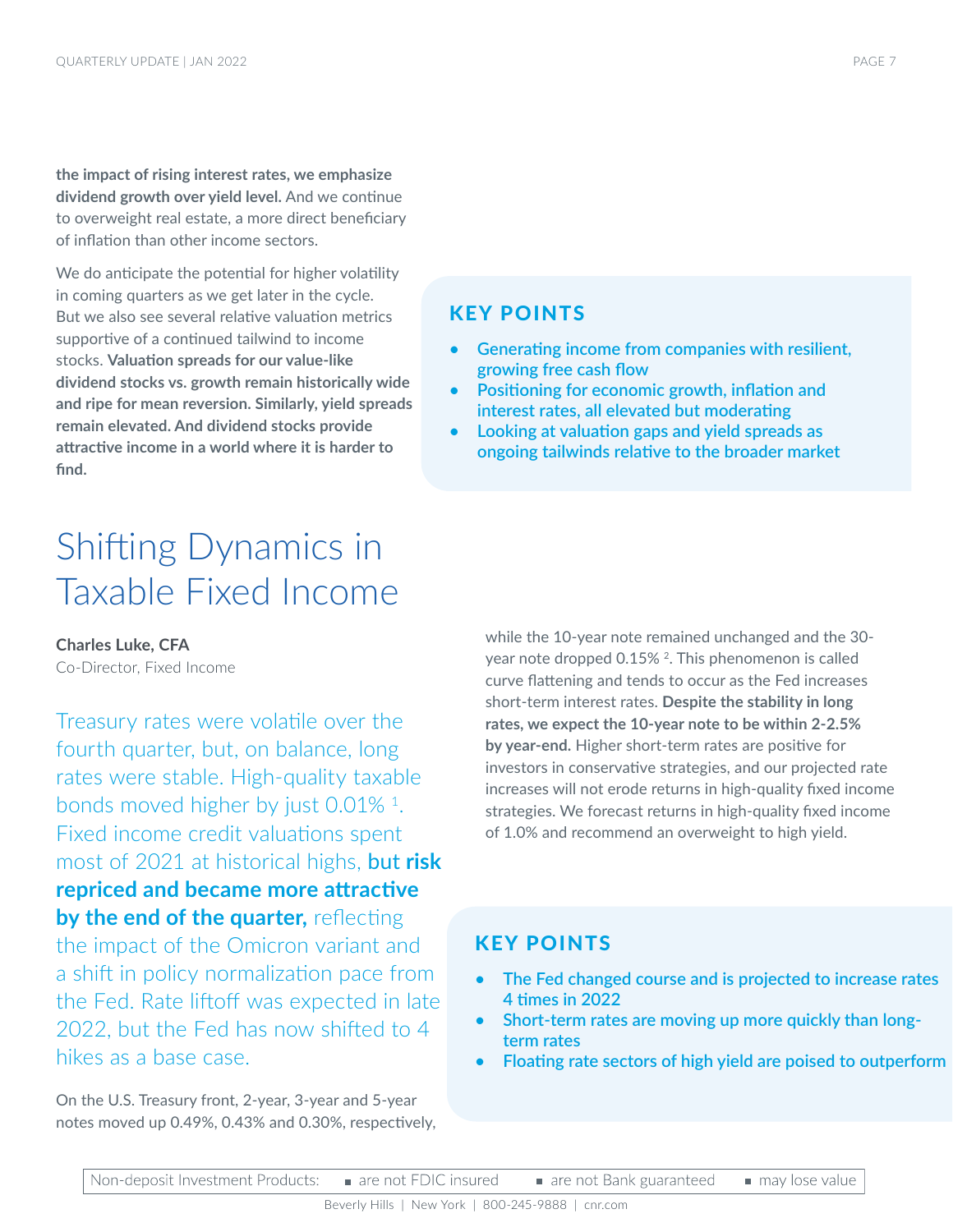**the impact of rising interest rates, we emphasize dividend growth over yield level.** And we continue to overweight real estate, a more direct beneficiary of inflation than other income sectors.

We do anticipate the potential for higher volatility in coming quarters as we get later in the cycle. But we also see several relative valuation metrics supportive of a continued tailwind to income stocks. **Valuation spreads for our value-like dividend stocks vs. growth remain historically wide and ripe for mean reversion. Similarly, yield spreads remain elevated. And dividend stocks provide attractive income in a world where it is harder to find.**

### KEY POINTS

- **Generating income from companies with resilient, growing free cash flow**
- **Positioning for economic growth, inflation and interest rates, all elevated but moderating**
- **Looking at valuation gaps and yield spreads as ongoing tailwinds relative to the broader market**

# Shifting Dynamics in Taxable Fixed Income

**Charles Luke, CFA**
Co-Director, Fixed Income

Treasury rates were volatile over the fourth quarter, but, on balance, long rates were stable. High-quality taxable bonds moved higher by just 0.01% [1]. Fixed income credit valuations spent most of 2021 at historical highs, **but risk repriced and became more attractive by the end of the quarter,** reflecting the impact of the Omicron variant and a shift in policy normalization pace from the Fed. Rate liftoff was expected in late 2022, but the Fed has now shifted to 4 hikes as a base case.

On the U.S. Treasury front, 2-year, 3-year and 5-year notes moved up 0.49%, 0.43% and 0.30%, respectively, while the 10-year note remained unchanged and the 30-year note dropped 0.15% [2]. This phenomenon is called curve flattening and tends to occur as the Fed increases short-term interest rates. **Despite the stability in long rates, we expect the 10-year note to be within 2-2.5% by year-end.** Higher short-term rates are positive for investors in conservative strategies, and our projected rate increases will not erode returns in high-quality fixed income strategies. We forecast returns in high-quality fixed income of 1.0% and recommend an overweight to high yield.

### KEY POINTS

- **The Fed changed course and is projected to increase rates 4 times in 2022**
- **Short-term rates are moving up more quickly than long-term rates**
- **Floating rate sectors of high yield are poised to outperform**

Non-deposit Investment Products: ■ are not FDIC insured ■ are not Bank guaranteed ■ may lose value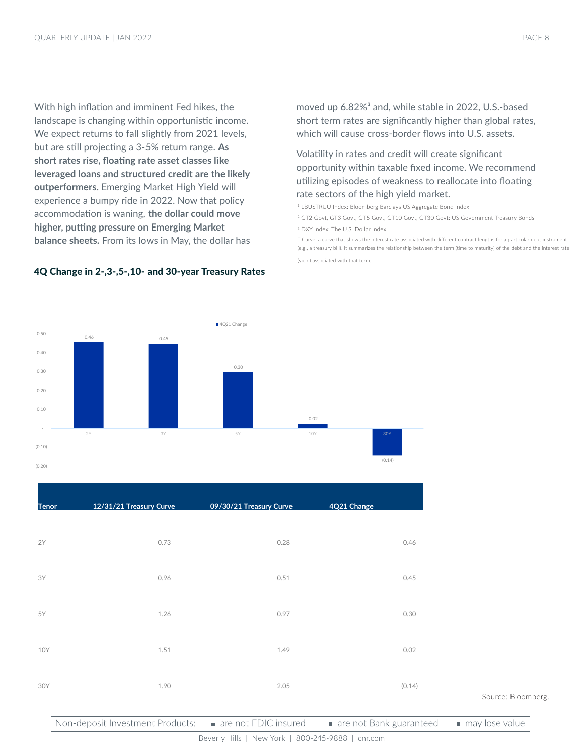With high inflation and imminent Fed hikes, the landscape is changing within opportunistic income. We expect returns to fall slightly from 2021 levels, but are still projecting a 3-5% return range. **As short rates rise, floating rate asset classes like leveraged loans and structured credit are the likely outperformers.** Emerging Market High Yield will experience a bumpy ride in 2022. Now that policy accommodation is waning, **the dollar could move higher, putting pressure on Emerging Market balance sheets.** From its lows in May, the dollar has moved up 6.82%[3] and, while stable in 2022, U.S.-based short term rates are significantly higher than global rates, which will cause cross-border flows into U.S. assets.

Volatility in rates and credit will create significant opportunity within taxable fixed income. We recommend utilizing episodes of weakness to reallocate into floating rate sectors of the high yield market.

[1] LBUSTRUU Index: Bloomberg Barclays US Aggregate Bond Index

[2] GT2 Govt, GT3 Govt, GT5 Govt, GT10 Govt, GT30 Govt: US Government Treasury Bonds

[3] DXY Index: The U.S. Dollar Index

T Curve: a curve that shows the interest rate associated with different contract lengths for a particular debt instrument (e.g., a treasury bill). It summarizes the relationship between the term (time to maturity) of the debt and the interest rate (yield) associated with that term.

**4Q Change in 2-,3-,5-,10- and 30-year Treasury Rates**

4Q21 Change

| | 2Y | 3Y | 5Y | 10Y | 30Y |
|---|---|---|---|---|---|
| 4Q21 Change | 0.46 | 0.45 | 0.30 | 0.02 | (0.14) |

| Tenor | 12/31/21 Treasury Curve | 09/30/21 Treasury Curve | 4Q21 Change |
|---|---|---|---|
| 2Y | 0.73 | 0.28 | 0.46 |
| 3Y | 0.96 | 0.51 | 0.45 |
| 5Y | 1.26 | 0.97 | 0.30 |
| 10Y | 1.51 | 1.49 | 0.02 |
| 30Y | 1.90 | 2.05 | (0.14) |

Source: Bloomberg.

Non-deposit Investment Products: ■ are not FDIC insured ■ are not Bank guaranteed ■ may lose value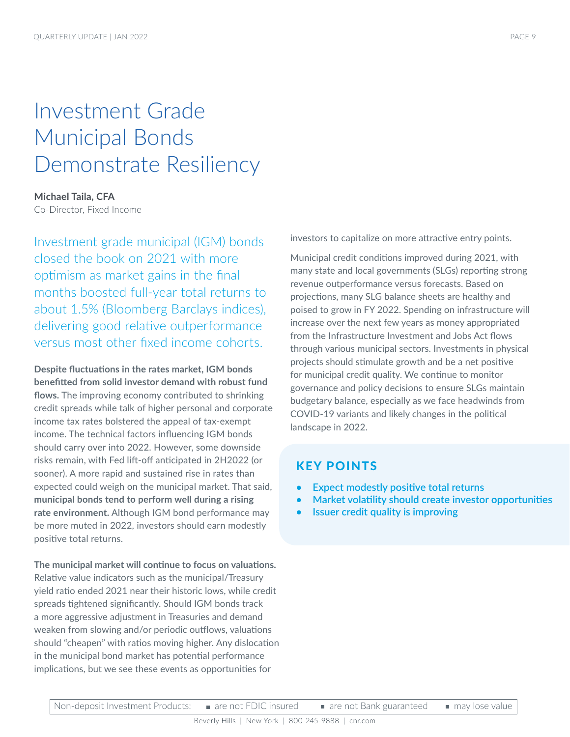# Investment Grade Municipal Bonds Demonstrate Resiliency

**Michael Taila, CFA**
Co-Director, Fixed Income

Investment grade municipal (IGM) bonds closed the book on 2021 with more optimism as market gains in the final months boosted full-year total returns to about 1.5% (Bloomberg Barclays indices), delivering good relative outperformance versus most other fixed income cohorts.

**Despite fluctuations in the rates market, IGM bonds benefitted from solid investor demand with robust fund flows.** The improving economy contributed to shrinking credit spreads while talk of higher personal and corporate income tax rates bolstered the appeal of tax-exempt income. The technical factors influencing IGM bonds should carry over into 2022. However, some downside risks remain, with Fed lift-off anticipated in 2H2022 (or sooner). A more rapid and sustained rise in rates than expected could weigh on the municipal market. That said, **municipal bonds tend to perform well during a rising rate environment.** Although IGM bond performance may be more muted in 2022, investors should earn modestly positive total returns.

**The municipal market will continue to focus on valuations.** Relative value indicators such as the municipal/Treasury yield ratio ended 2021 near their historic lows, while credit spreads tightened significantly. Should IGM bonds track a more aggressive adjustment in Treasuries and demand weaken from slowing and/or periodic outflows, valuations should "cheapen" with ratios moving higher. Any dislocation in the municipal bond market has potential performance implications, but we see these events as opportunities for investors to capitalize on more attractive entry points.

Municipal credit conditions improved during 2021, with many state and local governments (SLGs) reporting strong revenue outperformance versus forecasts. Based on projections, many SLG balance sheets are healthy and poised to grow in FY 2022. Spending on infrastructure will increase over the next few years as money appropriated from the Infrastructure Investment and Jobs Act flows through various municipal sectors. Investments in physical projects should stimulate growth and be a net positive for municipal credit quality. We continue to monitor governance and policy decisions to ensure SLGs maintain budgetary balance, especially as we face headwinds from COVID-19 variants and likely changes in the political landscape in 2022.

## KEY POINTS

- Expect modestly positive total returns
- Market volatility should create investor opportunities
- Issuer credit quality is improving

Non-deposit Investment Products: are not FDIC insured | are not Bank guaranteed | may lose value

Beverly Hills | New York | 800-245-9888 | cnr.com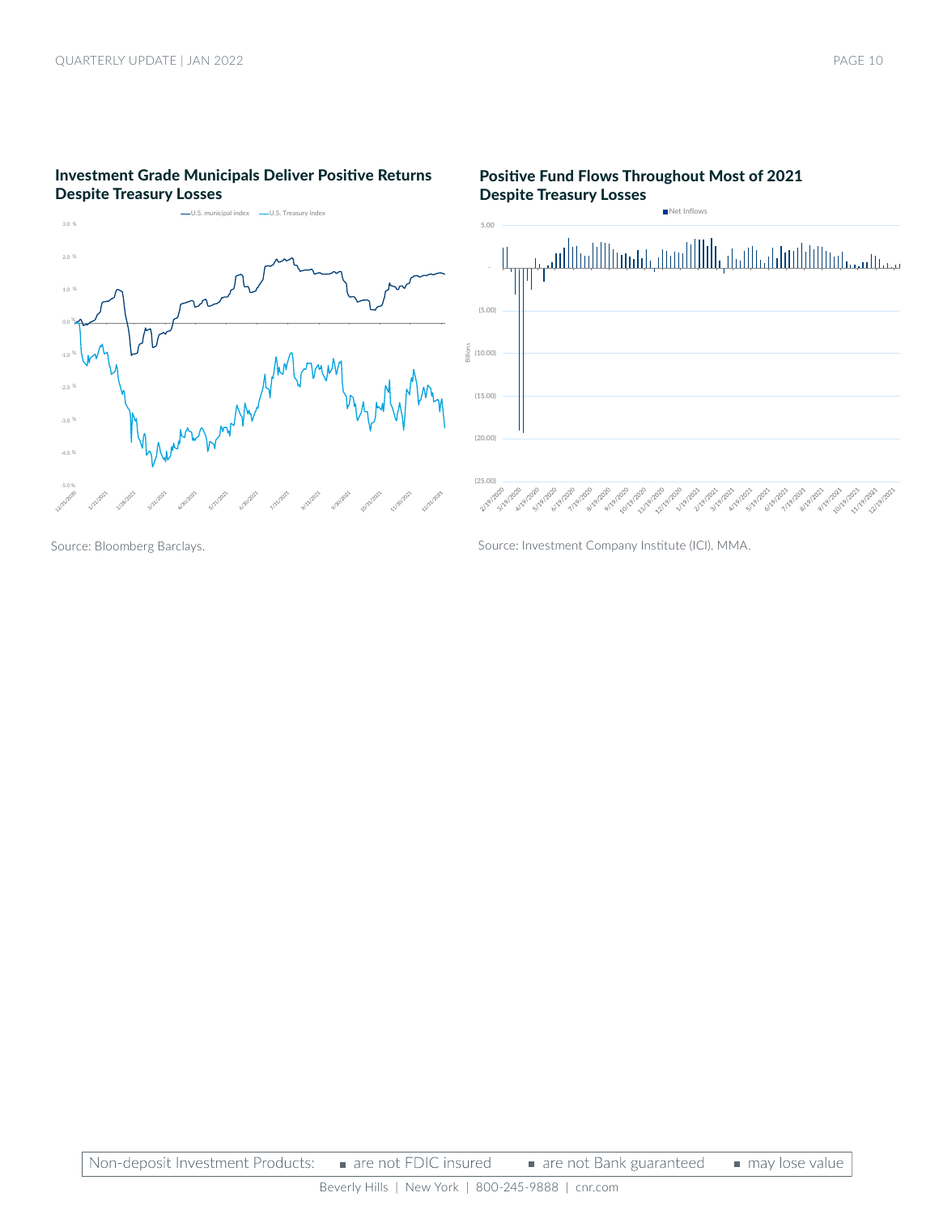## Investment Grade Municipals Deliver Positive Returns Despite Treasury Losses

Source: Bloomberg Barclays.

## Positive Fund Flows Throughout Most of 2021 Despite Treasury Losses

Source: Investment Company Institute (ICI). MMA.

Non-deposit Investment Products: ■ are not FDIC insured ■ are not Bank guaranteed ■ may lose value

Beverly Hills | New York | 800-245-9888 | cnr.com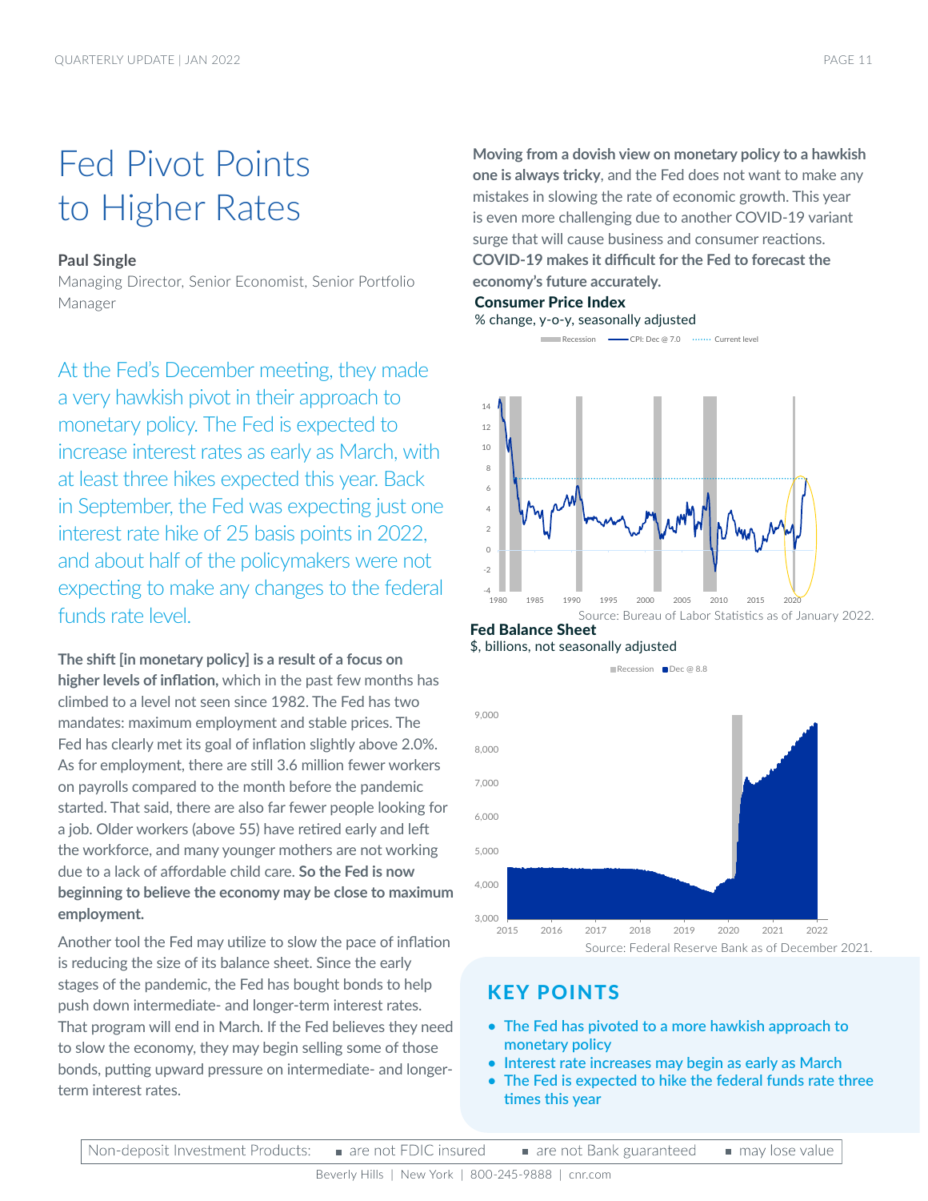# Fed Pivot Points to Higher Rates

**Paul Single**
Managing Director, Senior Economist, Senior Portfolio Manager

At the Fed's December meeting, they made a very hawkish pivot in their approach to monetary policy. The Fed is expected to increase interest rates as early as March, with at least three hikes expected this year. Back in September, the Fed was expecting just one interest rate hike of 25 basis points in 2022, and about half of the policymakers were not expecting to make any changes to the federal funds rate level.

**The shift [in monetary policy] is a result of a focus on higher levels of inflation,** which in the past few months has climbed to a level not seen since 1982. The Fed has two mandates: maximum employment and stable prices. The Fed has clearly met its goal of inflation slightly above 2.0%. As for employment, there are still 3.6 million fewer workers on payrolls compared to the month before the pandemic started. That said, there are also far fewer people looking for a job. Older workers (above 55) have retired early and left the workforce, and many younger mothers are not working due to a lack of affordable child care. **So the Fed is now beginning to believe the economy may be close to maximum employment.**

Another tool the Fed may utilize to slow the pace of inflation is reducing the size of its balance sheet. Since the early stages of the pandemic, the Fed has bought bonds to help push down intermediate- and longer-term interest rates. That program will end in March. If the Fed believes they need to slow the economy, they may begin selling some of those bonds, putting upward pressure on intermediate- and longer-term interest rates.

**Moving from a dovish view on monetary policy to a hawkish one is always tricky**, and the Fed does not want to make any mistakes in slowing the rate of economic growth. This year is even more challenging due to another COVID-19 variant surge that will cause business and consumer reactions. **COVID-19 makes it difficult for the Fed to forecast the economy's future accurately.**

**Consumer Price Index**
% change, y-o-y, seasonally adjusted

Recession | CPI: Dec @ 7.0 | Current level

Source: Bureau of Labor Statistics as of January 2022.

**Fed Balance Sheet**
$, billions, not seasonally adjusted

Recession | Dec @ 8.8

Source: Federal Reserve Bank as of December 2021.

## KEY POINTS

- The Fed has pivoted to a more hawkish approach to monetary policy
- Interest rate increases may begin as early as March
- The Fed is expected to hike the federal funds rate three times this year

Non-deposit Investment Products: ▪ are not FDIC insured ▪ are not Bank guaranteed ▪ may lose value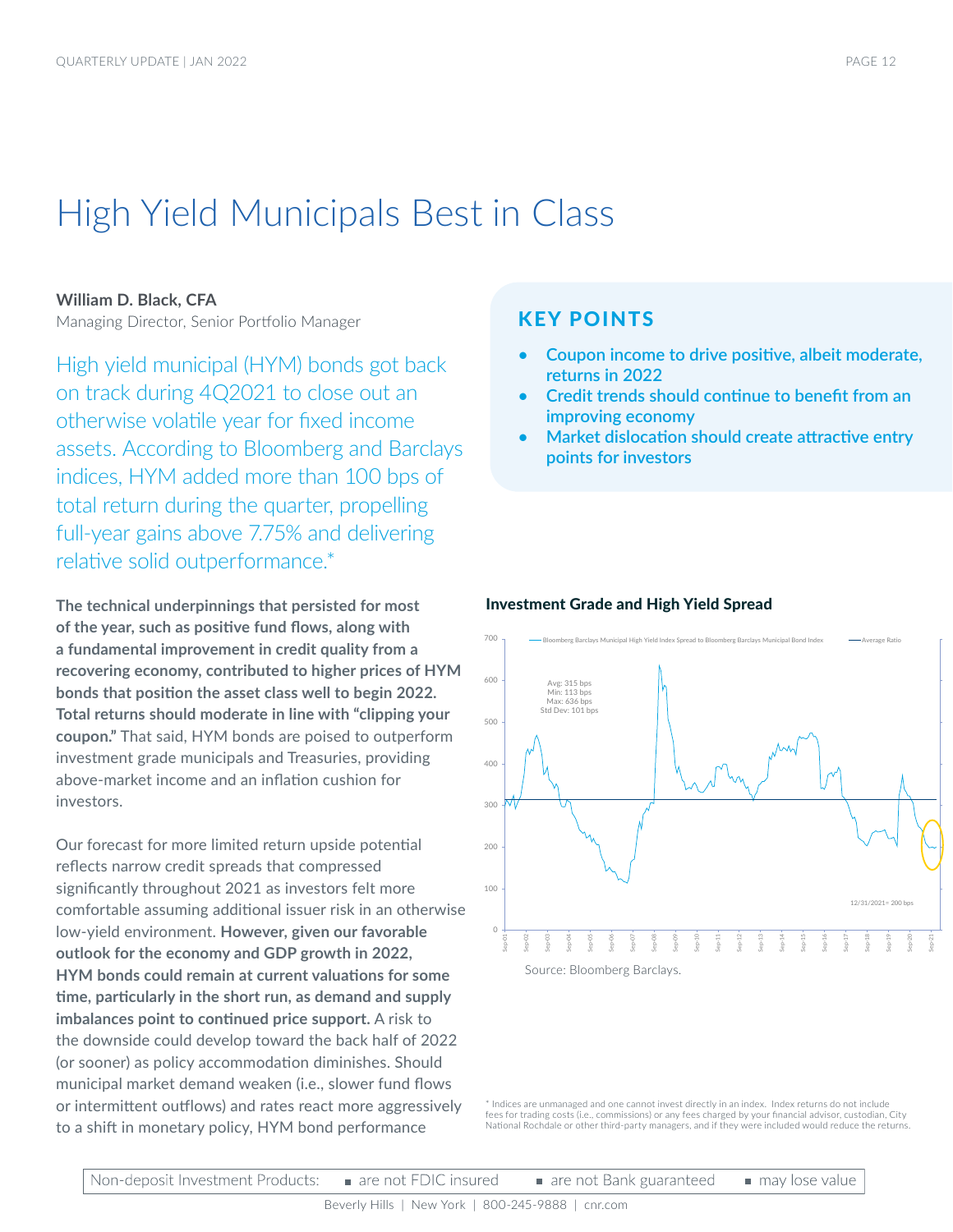# High Yield Municipals Best in Class

**William D. Black, CFA**
Managing Director, Senior Portfolio Manager

High yield municipal (HYM) bonds got back on track during 4Q2021 to close out an otherwise volatile year for fixed income assets. According to Bloomberg and Barclays indices, HYM added more than 100 bps of total return during the quarter, propelling full-year gains above 7.75% and delivering relative solid outperformance.*

## KEY POINTS

- **Coupon income to drive positive, albeit moderate, returns in 2022**
- **Credit trends should continue to benefit from an improving economy**
- **Market dislocation should create attractive entry points for investors**

**The technical underpinnings that persisted for most of the year, such as positive fund flows, along with a fundamental improvement in credit quality from a recovering economy, contributed to higher prices of HYM bonds that position the asset class well to begin 2022. Total returns should moderate in line with "clipping your coupon."** That said, HYM bonds are poised to outperform investment grade municipals and Treasuries, providing above-market income and an inflation cushion for investors.

Our forecast for more limited return upside potential reflects narrow credit spreads that compressed significantly throughout 2021 as investors felt more comfortable assuming additional issuer risk in an otherwise low-yield environment. **However, given our favorable outlook for the economy and GDP growth in 2022, HYM bonds could remain at current valuations for some time, particularly in the short run, as demand and supply imbalances point to continued price support.** A risk to the downside could develop toward the back half of 2022 (or sooner) as policy accommodation diminishes. Should municipal market demand weaken (i.e., slower fund flows or intermittent outflows) and rates react more aggressively to a shift in monetary policy, HYM bond performance

**Investment Grade and High Yield Spread**

— Bloomberg Barclays Municipal High Yield Index Spread to Bloomberg Barclays Municipal Bond Index — Average Ratio

Avg: 315 bps
Min: 113 bps
Max: 636 bps
Std Dev: 101 bps

12/31/2021= 200 bps

Source: Bloomberg Barclays.

* Indices are unmanaged and one cannot invest directly in an index. Index returns do not include fees for trading costs (i.e., commissions) or any fees charged by your financial advisor, custodian, City National Rochdale or other third-party managers, and if they were included would reduce the returns.

Non-deposit Investment Products: ▪ are not FDIC insured ▪ are not Bank guaranteed ▪ may lose value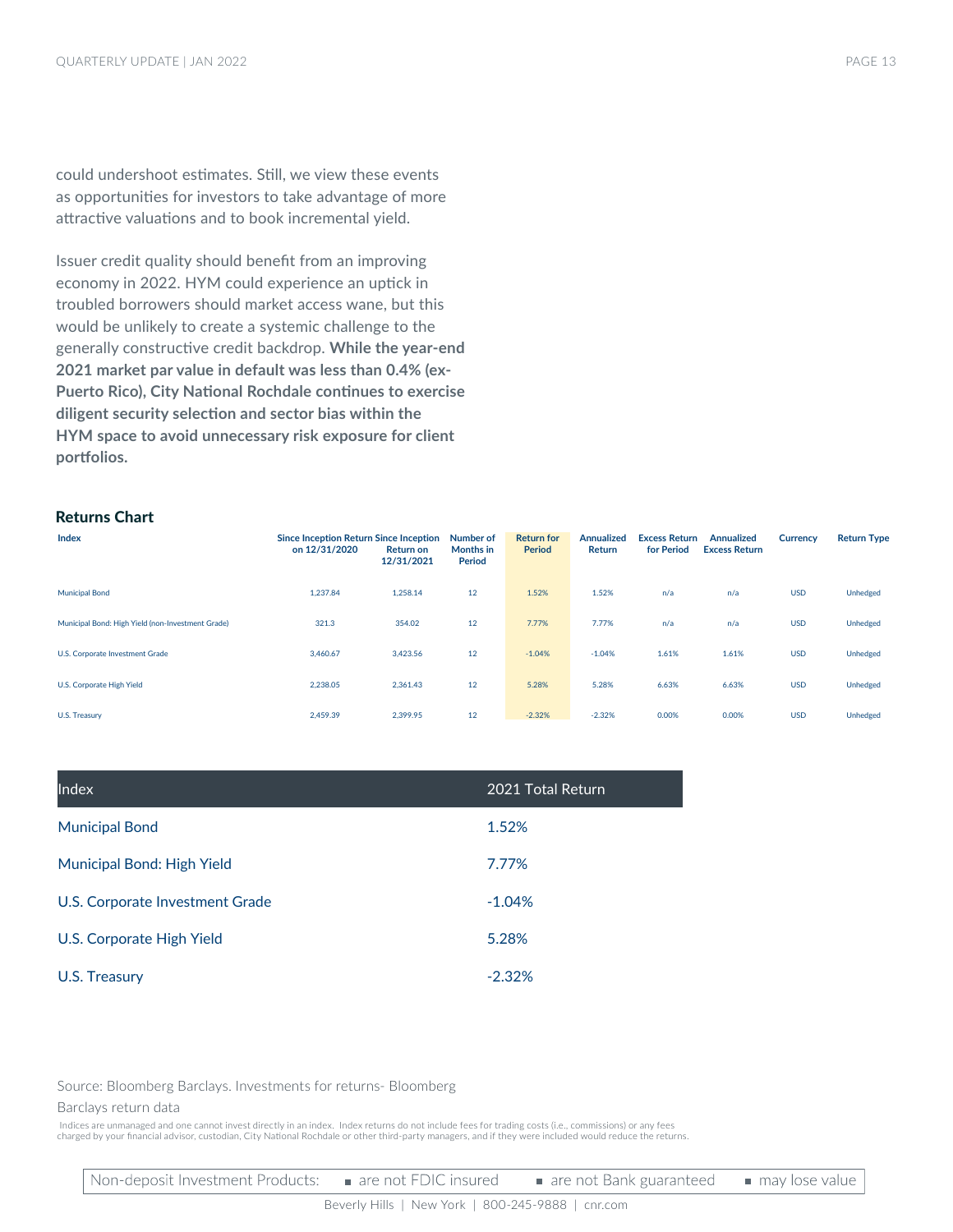could undershoot estimates. Still, we view these events as opportunities for investors to take advantage of more attractive valuations and to book incremental yield.

Issuer credit quality should benefit from an improving economy in 2022. HYM could experience an uptick in troubled borrowers should market access wane, but this would be unlikely to create a systemic challenge to the generally constructive credit backdrop. **While the year-end 2021 market par value in default was less than 0.4% (ex-Puerto Rico), City National Rochdale continues to exercise diligent security selection and sector bias within the HYM space to avoid unnecessary risk exposure for client portfolios.**

**Returns Chart**

| Index | Since Inception Return on 12/31/2020 | Since Inception Return on 12/31/2021 | Number of Months in Period | Return for Period | Annualized Return | Excess Return for Period | Annualized Excess Return | Currency | Return Type |
|---|---|---|---|---|---|---|---|---|---|
| Municipal Bond | 1,237.84 | 1,258.14 | 12 | 1.52% | 1.52% | n/a | n/a | USD | Unhedged |
| Municipal Bond: High Yield (non-Investment Grade) | 321.3 | 354.02 | 12 | 7.77% | 7.77% | n/a | n/a | USD | Unhedged |
| U.S. Corporate Investment Grade | 3,460.67 | 3,423.56 | 12 | -1.04% | -1.04% | 1.61% | 1.61% | USD | Unhedged |
| U.S. Corporate High Yield | 2,238.05 | 2,361.43 | 12 | 5.28% | 5.28% | 6.63% | 6.63% | USD | Unhedged |
| U.S. Treasury | 2,459.39 | 2,399.95 | 12 | -2.32% | -2.32% | 0.00% | 0.00% | USD | Unhedged |

| Index | 2021 Total Return |
|---|---|
| Municipal Bond | 1.52% |
| Municipal Bond: High Yield | 7.77% |
| U.S. Corporate Investment Grade | -1.04% |
| U.S. Corporate High Yield | 5.28% |
| U.S. Treasury | -2.32% |

Source: Bloomberg Barclays. Investments for returns- Bloomberg Barclays return data

Indices are unmanaged and one cannot invest directly in an index. Index returns do not include fees for trading costs (i.e., commissions) or any fees charged by your financial advisor, custodian, City National Rochdale or other third-party managers, and if they were included would reduce the returns.

Non-deposit Investment Products: ■ are not FDIC insured ■ are not Bank guaranteed ■ may lose value

Beverly Hills | New York | 800-245-9888 | cnr.com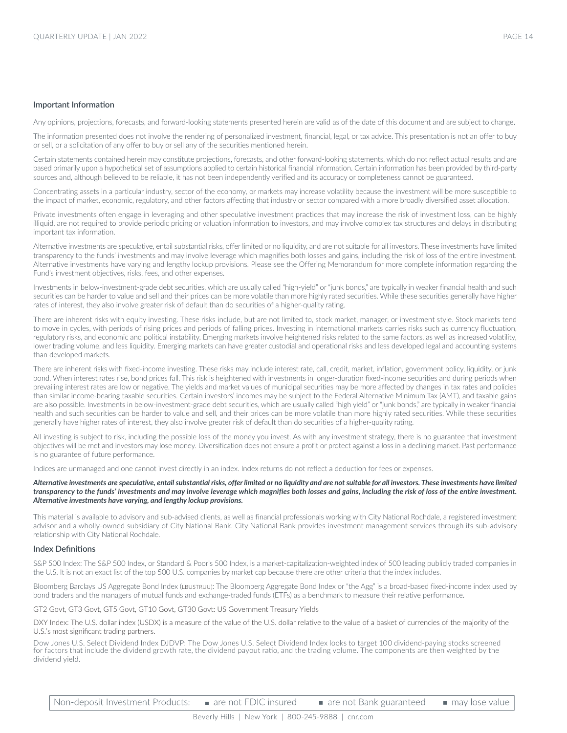## Important Information

Any opinions, projections, forecasts, and forward-looking statements presented herein are valid as of the date of this document and are subject to change.

The information presented does not involve the rendering of personalized investment, financial, legal, or tax advice. This presentation is not an offer to buy or sell, or a solicitation of any offer to buy or sell any of the securities mentioned herein.

Certain statements contained herein may constitute projections, forecasts, and other forward-looking statements, which do not reflect actual results and are based primarily upon a hypothetical set of assumptions applied to certain historical financial information. Certain information has been provided by third-party sources and, although believed to be reliable, it has not been independently verified and its accuracy or completeness cannot be guaranteed.

Concentrating assets in a particular industry, sector of the economy, or markets may increase volatility because the investment will be more susceptible to the impact of market, economic, regulatory, and other factors affecting that industry or sector compared with a more broadly diversified asset allocation.

Private investments often engage in leveraging and other speculative investment practices that may increase the risk of investment loss, can be highly illiquid, are not required to provide periodic pricing or valuation information to investors, and may involve complex tax structures and delays in distributing important tax information.

Alternative investments are speculative, entail substantial risks, offer limited or no liquidity, and are not suitable for all investors. These investments have limited transparency to the funds' investments and may involve leverage which magnifies both losses and gains, including the risk of loss of the entire investment. Alternative investments have varying and lengthy lockup provisions. Please see the Offering Memorandum for more complete information regarding the Fund's investment objectives, risks, fees, and other expenses.

Investments in below-investment-grade debt securities, which are usually called "high-yield" or "junk bonds," are typically in weaker financial health and such securities can be harder to value and sell and their prices can be more volatile than more highly rated securities. While these securities generally have higher rates of interest, they also involve greater risk of default than do securities of a higher-quality rating.

There are inherent risks with equity investing. These risks include, but are not limited to, stock market, manager, or investment style. Stock markets tend to move in cycles, with periods of rising prices and periods of falling prices. Investing in international markets carries risks such as currency fluctuation, regulatory risks, and economic and political instability. Emerging markets involve heightened risks related to the same factors, as well as increased volatility, lower trading volume, and less liquidity. Emerging markets can have greater custodial and operational risks and less developed legal and accounting systems than developed markets.

There are inherent risks with fixed-income investing. These risks may include interest rate, call, credit, market, inflation, government policy, liquidity, or junk bond. When interest rates rise, bond prices fall. This risk is heightened with investments in longer-duration fixed-income securities and during periods when prevailing interest rates are low or negative. The yields and market values of municipal securities may be more affected by changes in tax rates and policies than similar income-bearing taxable securities. Certain investors' incomes may be subject to the Federal Alternative Minimum Tax (AMT), and taxable gains are also possible. Investments in below-investment-grade debt securities, which are usually called "high yield" or "junk bonds," are typically in weaker financial health and such securities can be harder to value and sell, and their prices can be more volatile than more highly rated securities. While these securities generally have higher rates of interest, they also involve greater risk of default than do securities of a higher-quality rating.

All investing is subject to risk, including the possible loss of the money you invest. As with any investment strategy, there is no guarantee that investment objectives will be met and investors may lose money. Diversification does not ensure a profit or protect against a loss in a declining market. Past performance is no guarantee of future performance.

Indices are unmanaged and one cannot invest directly in an index. Index returns do not reflect a deduction for fees or expenses.

***Alternative investments are speculative, entail substantial risks, offer limited or no liquidity and are not suitable for all investors. These investments have limited transparency to the funds' investments and may involve leverage which magnifies both losses and gains, including the risk of loss of the entire investment. Alternative investments have varying, and lengthy lockup provisions.***

This material is available to advisory and sub-advised clients, as well as financial professionals working with City National Rochdale, a registered investment advisor and a wholly-owned subsidiary of City National Bank. City National Bank provides investment management services through its sub-advisory relationship with City National Rochdale.

## Index Definitions

S&P 500 Index: The S&P 500 Index, or Standard & Poor's 500 Index, is a market-capitalization-weighted index of 500 leading publicly traded companies in the U.S. It is not an exact list of the top 500 U.S. companies by market cap because there are other criteria that the index includes.

Bloomberg Barclays US Aggregate Bond Index (LBUSTRUU): The Bloomberg Aggregate Bond Index or "the Agg" is a broad-based fixed-income index used by bond traders and the managers of mutual funds and exchange-traded funds (ETFs) as a benchmark to measure their relative performance.

GT2 Govt, GT3 Govt, GT5 Govt, GT10 Govt, GT30 Govt: US Government Treasury Yields

DXY Index: The U.S. dollar index (USDX) is a measure of the value of the U.S. dollar relative to the value of a basket of currencies of the majority of the U.S.'s most significant trading partners.

Dow Jones U.S. Select Dividend Index DJDVP: The Dow Jones U.S. Select Dividend Index looks to target 100 dividend-paying stocks screened for factors that include the dividend growth rate, the dividend payout ratio, and the trading volume. The components are then weighted by the dividend yield.

Non-deposit Investment Products: ■ are not FDIC insured ■ are not Bank guaranteed ■ may lose value

Beverly Hills | New York | 800-245-9888 | cnr.com